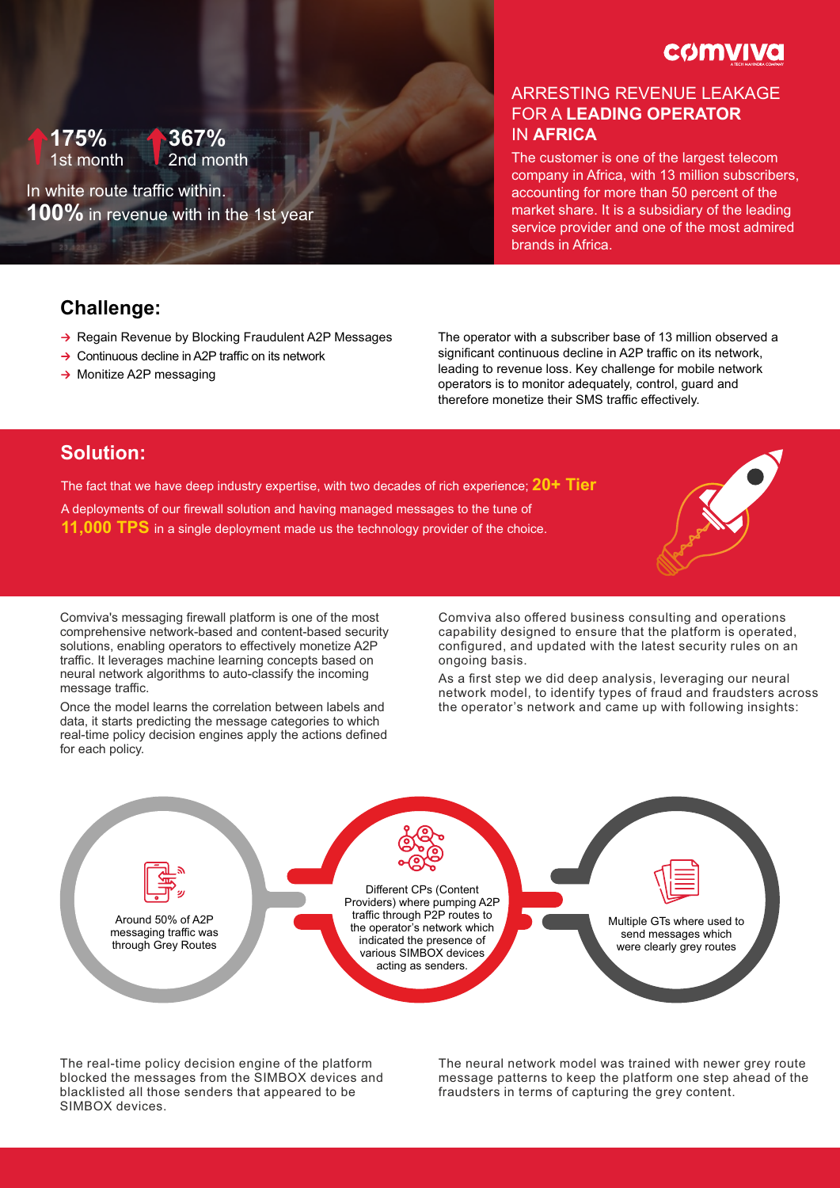comviva

# ARRESTING REVENUE LEAKAGE FOR A **LEADING OPERATOR** IN **AFRICA**

The customer is one of the largest telecom company in Africa, with 13 million subscribers, accounting for more than 50 percent of the market share. It is a subsidiary of the leading service provider and one of the most admired brands in Africa.

**175%** 1st month

**367%** 2nd month

In white route traffic within.

**100%** in revenue with in the 1st year

## Challenge:

- Regain Revenue by Blocking Fraudulent A2P Messages
- Continuous decline in A2P traffic on its network
- Monitize A2P messaging

The operator with a subscriber base of 13 million observed a significant continuous decline in A2P traffic on its network, leading to revenue loss. Key challenge for mobile network operators is to monitor adequately, control, guard and therefore monetize their SMS traffic effectively.

## Solution:

The fact that we have deep industry expertise, with two decades of rich experience; **20+ Tier** A deployments of our firewall solution and having managed messages to the tune of **11,000 TPS** in a single deployment made us the technology provider of the choice.

Comviva's messaging firewall platform is one of the most comprehensive network-based and content-based security solutions, enabling operators to effectively monetize A2P traffic. It leverages machine learning concepts based on neural network algorithms to auto-classify the incoming message traffic.

Once the model learns the correlation between labels and data, it starts predicting the message categories to which real-time policy decision engines apply the actions defined for each policy.

Comviva also offered business consulting and operations capability designed to ensure that the platform is operated, configured, and updated with the latest security rules on an ongoing basis.

As a first step we did deep analysis, leveraging our neural network model, to identify types of fraud and fraudsters across the operator's network and came up with following insights:

- Around 50% of A2P messaging traffic was through Grey Routes
- Different CPs (Content Providers) where pumping A2P traffic through P2P routes to the operator's network which indicated the presence of various SIMBOX devices acting as senders.
- Multiple GTs where used to send messages which were clearly grey routes

The real-time policy decision engine of the platform blocked the messages from the SIMBOX devices and blacklisted all those senders that appeared to be SIMBOX devices.

The neural network model was trained with newer grey route message patterns to keep the platform one step ahead of the fraudsters in terms of capturing the grey content.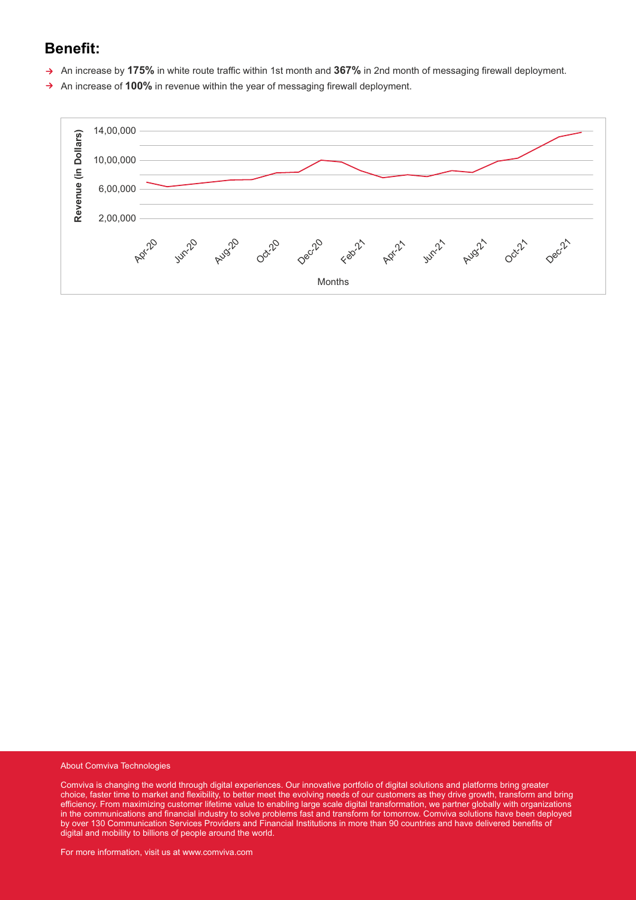## Benefit:

- An increase by **175%** in white route traffic within 1st month and **367%** in 2nd month of messaging firewall deployment.
- An increase of **100%** in revenue within the year of messaging firewall deployment.

Revenue (in Dollars)

14,00,000
10,00,000
6,00,000
2,00,000

Apr-20
Jun-20
Aug-20
Oct-20
Dec-20
Feb-21
Apr-21
Jun-21
Aug-21
Oct-21
Dec-21

Months

About Comviva Technologies

Comviva is changing the world through digital experiences. Our innovative portfolio of digital solutions and platforms bring greater choice, faster time to market and flexibility, to better meet the evolving needs of our customers as they drive growth, transform and bring efficiency. From maximizing customer lifetime value to enabling large scale digital transformation, we partner globally with organizations in the communications and financial industry to solve problems fast and transform for tomorrow. Comviva solutions have been deployed by over 130 Communication Services Providers and Financial Institutions in more than 90 countries and have delivered benefits of digital and mobility to billions of people around the world.

For more information, visit us at www.comviva.com